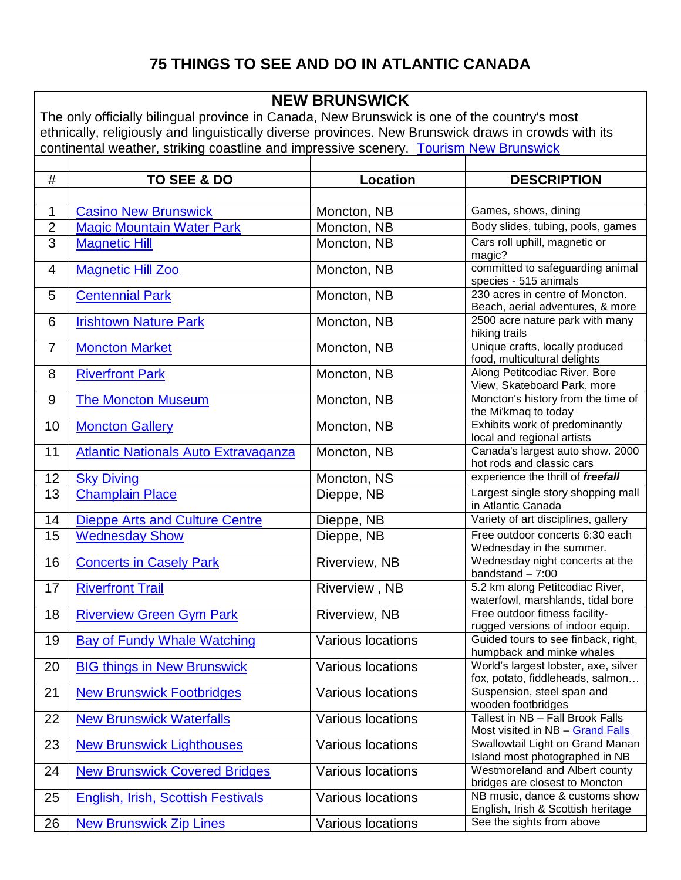# 75 THINGS TO SEE AND DO IN ATLANTIC CANADA

## NEW BRUNSWICK

The only officially bilingual province in Canada, New Brunswick is one of the country's most ethnically, religiously and linguistically diverse provinces. New Brunswick draws in crowds with its continental weather, striking coastline and impressive scenery. Tourism New Brunswick

| # | TO SEE & DO | Location | DESCRIPTION |
|---|---|---|---|
| 1 | Casino New Brunswick | Moncton, NB | Games, shows, dining |
| 2 | Magic Mountain Water Park | Moncton, NB | Body slides, tubing, pools, games |
| 3 | Magnetic Hill | Moncton, NB | Cars roll uphill, magnetic or magic? |
| 4 | Magnetic Hill Zoo | Moncton, NB | committed to safeguarding animal species - 515 animals |
| 5 | Centennial Park | Moncton, NB | 230 acres in centre of Moncton. Beach, aerial adventures, & more |
| 6 | Irishtown Nature Park | Moncton, NB | 2500 acre nature park with many hiking trails |
| 7 | Moncton Market | Moncton, NB | Unique crafts, locally produced food, multicultural delights |
| 8 | Riverfront Park | Moncton, NB | Along Petitcodiac River. Bore View, Skateboard Park, more |
| 9 | The Moncton Museum | Moncton, NB | Moncton's history from the time of the Mi'kmaq to today |
| 10 | Moncton Gallery | Moncton, NB | Exhibits work of predominantly local and regional artists |
| 11 | Atlantic Nationals Auto Extravaganza | Moncton, NB | Canada's largest auto show. 2000 hot rods and classic cars |
| 12 | Sky Diving | Moncton, NS | experience the thrill of ***freefall*** |
| 13 | Champlain Place | Dieppe, NB | Largest single story shopping mall in Atlantic Canada |
| 14 | Dieppe Arts and Culture Centre | Dieppe, NB | Variety of art disciplines, gallery |
| 15 | Wednesday Show | Dieppe, NB | Free outdoor concerts 6:30 each Wednesday in the summer. |
| 16 | Concerts in Casely Park | Riverview, NB | Wednesday night concerts at the bandstand – 7:00 |
| 17 | Riverfront Trail | Riverview , NB | 5.2 km along Petitcodiac River, waterfowl, marshlands, tidal bore |
| 18 | Riverview Green Gym Park | Riverview, NB | Free outdoor fitness facility- rugged versions of indoor equip. |
| 19 | Bay of Fundy Whale Watching | Various locations | Guided tours to see finback, right, humpback and minke whales |
| 20 | BIG things in New Brunswick | Various locations | World's largest lobster, axe, silver fox, potato, fiddleheads, salmon… |
| 21 | New Brunswick Footbridges | Various locations | Suspension, steel span and wooden footbridges |
| 22 | New Brunswick Waterfalls | Various locations | Tallest in NB – Fall Brook Falls Most visited in NB – Grand Falls |
| 23 | New Brunswick Lighthouses | Various locations | Swallowtail Light on Grand Manan Island most photographed in NB |
| 24 | New Brunswick Covered Bridges | Various locations | Westmoreland and Albert county bridges are closest to Moncton |
| 25 | English, Irish, Scottish Festivals | Various locations | NB music, dance & customs show English, Irish & Scottish heritage |
| 26 | New Brunswick Zip Lines | Various locations | See the sights from above |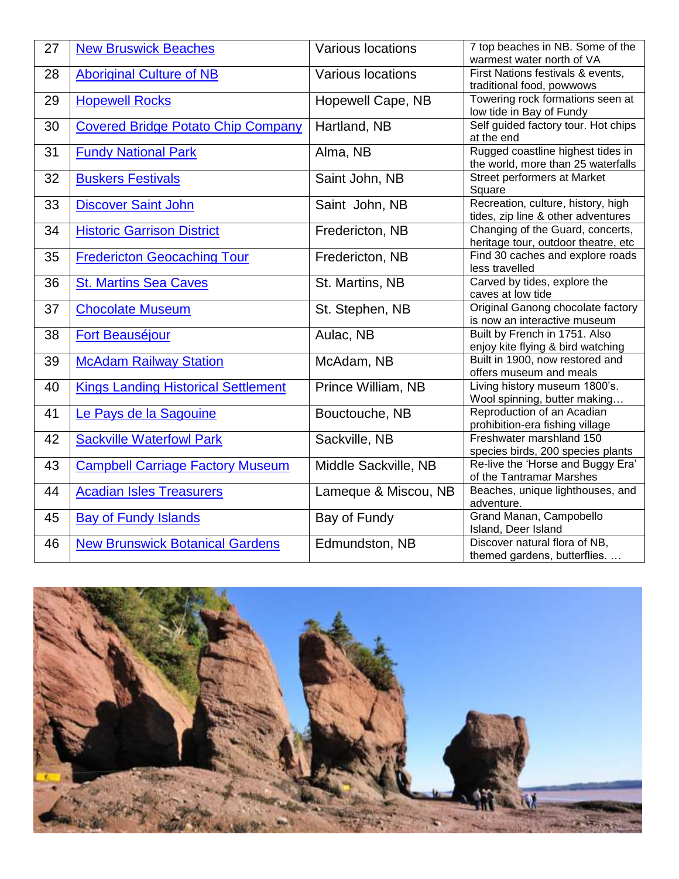| 27 | New Bruswick Beaches | Various locations | 7 top beaches in NB. Some of the warmest water north of VA |
|---|---|---|---|
| 28 | Aboriginal Culture of NB | Various locations | First Nations festivals & events, traditional food, powwows |
| 29 | Hopewell Rocks | Hopewell Cape, NB | Towering rock formations seen at low tide in Bay of Fundy |
| 30 | Covered Bridge Potato Chip Company | Hartland, NB | Self guided factory tour. Hot chips at the end |
| 31 | Fundy National Park | Alma, NB | Rugged coastline highest tides in the world, more than 25 waterfalls |
| 32 | Buskers Festivals | Saint John, NB | Street performers at Market Square |
| 33 | Discover Saint John | Saint John, NB | Recreation, culture, history, high tides, zip line & other adventures |
| 34 | Historic Garrison District | Fredericton, NB | Changing of the Guard, concerts, heritage tour, outdoor theatre, etc |
| 35 | Fredericton Geocaching Tour | Fredericton, NB | Find 30 caches and explore roads less travelled |
| 36 | St. Martins Sea Caves | St. Martins, NB | Carved by tides, explore the caves at low tide |
| 37 | Chocolate Museum | St. Stephen, NB | Original Ganong chocolate factory is now an interactive museum |
| 38 | Fort Beauséjour | Aulac, NB | Built by French in 1751. Also enjoy kite flying & bird watching |
| 39 | McAdam Railway Station | McAdam, NB | Built in 1900, now restored and offers museum and meals |
| 40 | Kings Landing Historical Settlement | Prince William, NB | Living history museum 1800's. Wool spinning, butter making… |
| 41 | Le Pays de la Sagouine | Bouctouche, NB | Reproduction of an Acadian prohibition-era fishing village |
| 42 | Sackville Waterfowl Park | Sackville, NB | Freshwater marshland 150 species birds, 200 species plants |
| 43 | Campbell Carriage Factory Museum | Middle Sackville, NB | Re-live the 'Horse and Buggy Era' of the Tantramar Marshes |
| 44 | Acadian Isles Treasurers | Lameque & Miscou, NB | Beaches, unique lighthouses, and adventure. |
| 45 | Bay of Fundy Islands | Bay of Fundy | Grand Manan, Campobello Island, Deer Island |
| 46 | New Brunswick Botanical Gardens | Edmundston, NB | Discover natural flora of NB, themed gardens, butterflies. … |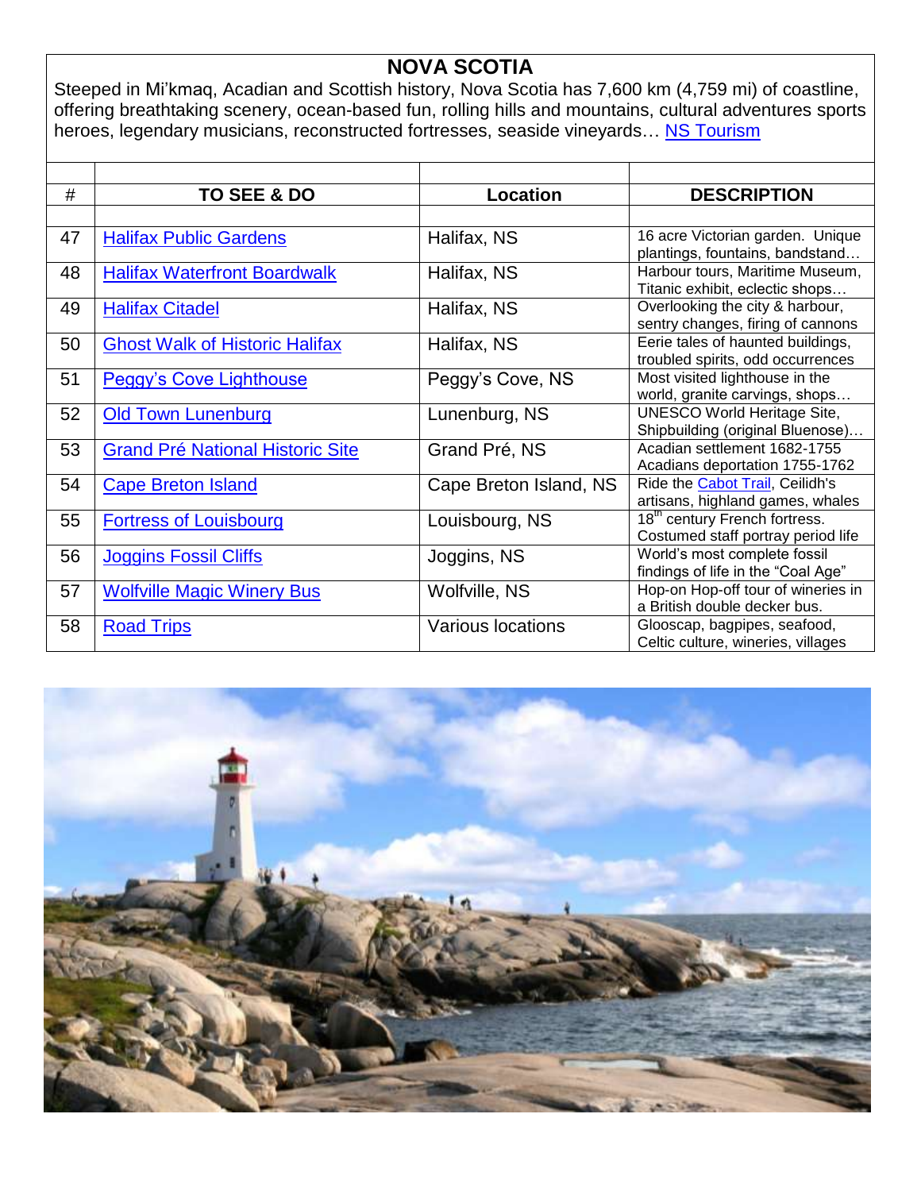# NOVA SCOTIA

Steeped in Mi'kmaq, Acadian and Scottish history, Nova Scotia has 7,600 km (4,759 mi) of coastline, offering breathtaking scenery, ocean-based fun, rolling hills and mountains, cultural adventures sports heroes, legendary musicians, reconstructed fortresses, seaside vineyards… NS Tourism

| # | TO SEE & DO | Location | DESCRIPTION |
|---|---|---|---|
| 47 | Halifax Public Gardens | Halifax, NS | 16 acre Victorian garden. Unique plantings, fountains, bandstand… |
| 48 | Halifax Waterfront Boardwalk | Halifax, NS | Harbour tours, Maritime Museum, Titanic exhibit, eclectic shops… |
| 49 | Halifax Citadel | Halifax, NS | Overlooking the city & harbour, sentry changes, firing of cannons |
| 50 | Ghost Walk of Historic Halifax | Halifax, NS | Eerie tales of haunted buildings, troubled spirits, odd occurrences |
| 51 | Peggy's Cove Lighthouse | Peggy's Cove, NS | Most visited lighthouse in the world, granite carvings, shops… |
| 52 | Old Town Lunenburg | Lunenburg, NS | UNESCO World Heritage Site, Shipbuilding (original Bluenose)… |
| 53 | Grand Pré National Historic Site | Grand Pré, NS | Acadian settlement 1682-1755 Acadians deportation 1755-1762 |
| 54 | Cape Breton Island | Cape Breton Island, NS | Ride the Cabot Trail, Ceilidh's artisans, highland games, whales |
| 55 | Fortress of Louisbourg | Louisbourg, NS | 18th century French fortress. Costumed staff portray period life |
| 56 | Joggins Fossil Cliffs | Joggins, NS | World's most complete fossil findings of life in the "Coal Age" |
| 57 | Wolfville Magic Winery Bus | Wolfville, NS | Hop-on Hop-off tour of wineries in a British double decker bus. |
| 58 | Road Trips | Various locations | Glooscap, bagpipes, seafood, Celtic culture, wineries, villages |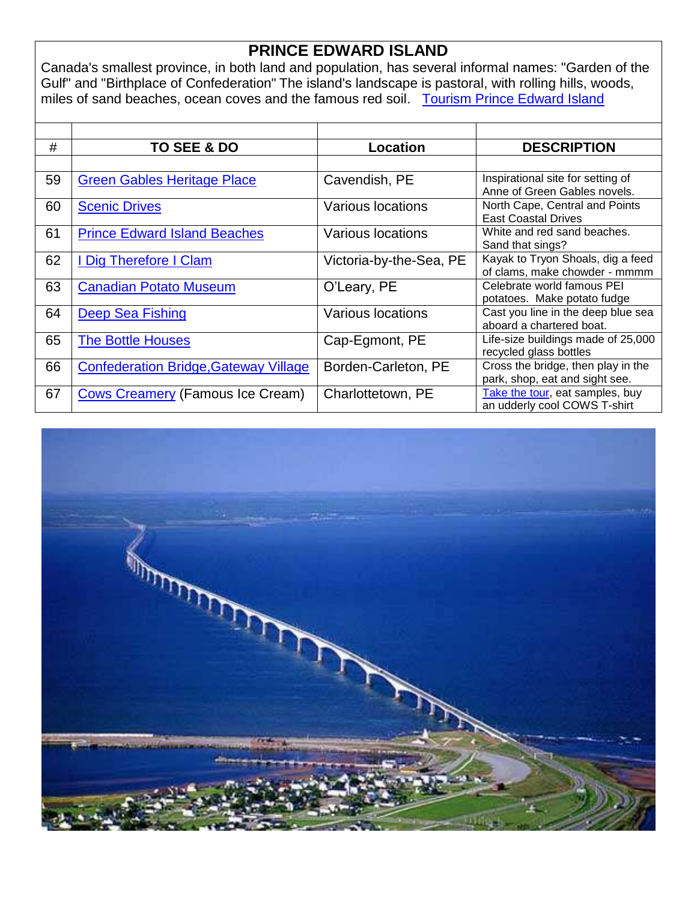# PRINCE EDWARD ISLAND

Canada's smallest province, in both land and population, has several informal names: "Garden of the Gulf" and "Birthplace of Confederation" The island's landscape is pastoral, with rolling hills, woods, miles of sand beaches, ocean coves and the famous red soil. Tourism Prince Edward Island

| # | TO SEE & DO | Location | DESCRIPTION |
|---|---|---|---|
| 59 | Green Gables Heritage Place | Cavendish, PE | Inspirational site for setting of Anne of Green Gables novels. |
| 60 | Scenic Drives | Various locations | North Cape, Central and Points East Coastal Drives |
| 61 | Prince Edward Island Beaches | Various locations | White and red sand beaches. Sand that sings? |
| 62 | I Dig Therefore I Clam | Victoria-by-the-Sea, PE | Kayak to Tryon Shoals, dig a feed of clams, make chowder - mmmm |
| 63 | Canadian Potato Museum | O'Leary, PE | Celebrate world famous PEI potatoes. Make potato fudge |
| 64 | Deep Sea Fishing | Various locations | Cast you line in the deep blue sea aboard a chartered boat. |
| 65 | The Bottle Houses | Cap-Egmont, PE | Life-size buildings made of 25,000 recycled glass bottles |
| 66 | Confederation Bridge,Gateway Village | Borden-Carleton, PE | Cross the bridge, then play in the park, shop, eat and sight see. |
| 67 | Cows Creamery (Famous Ice Cream) | Charlottetown, PE | Take the tour, eat samples, buy an udderly cool COWS T-shirt |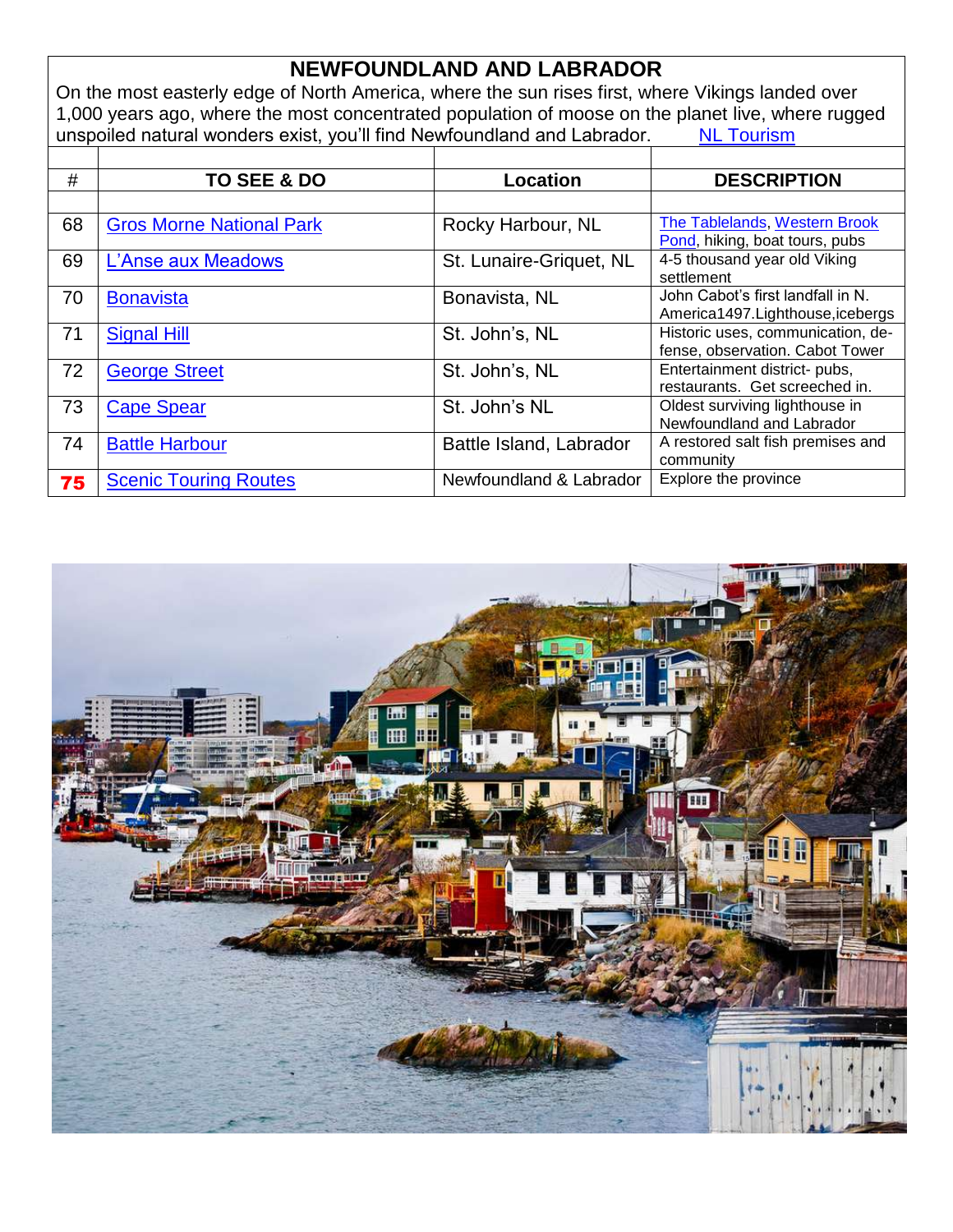# NEWFOUNDLAND AND LABRADOR

On the most easterly edge of North America, where the sun rises first, where Vikings landed over 1,000 years ago, where the most concentrated population of moose on the planet live, where rugged unspoiled natural wonders exist, you'll find Newfoundland and Labrador. NL Tourism

| # | TO SEE & DO | Location | DESCRIPTION |
|---|---|---|---|
| | | | |
| 68 | Gros Morne National Park | Rocky Harbour, NL | The Tablelands, Western Brook Pond, hiking, boat tours, pubs |
| 69 | L'Anse aux Meadows | St. Lunaire-Griquet, NL | 4-5 thousand year old Viking settlement |
| 70 | Bonavista | Bonavista, NL | John Cabot's first landfall in N. America1497.Lighthouse,icebergs |
| 71 | Signal Hill | St. John's, NL | Historic uses, communication, de-fense, observation. Cabot Tower |
| 72 | George Street | St. John's, NL | Entertainment district- pubs, restaurants. Get screeched in. |
| 73 | Cape Spear | St. John's NL | Oldest surviving lighthouse in Newfoundland and Labrador |
| 74 | Battle Harbour | Battle Island, Labrador | A restored salt fish premises and community |
| **75** | Scenic Touring Routes | Newfoundland & Labrador | Explore the province |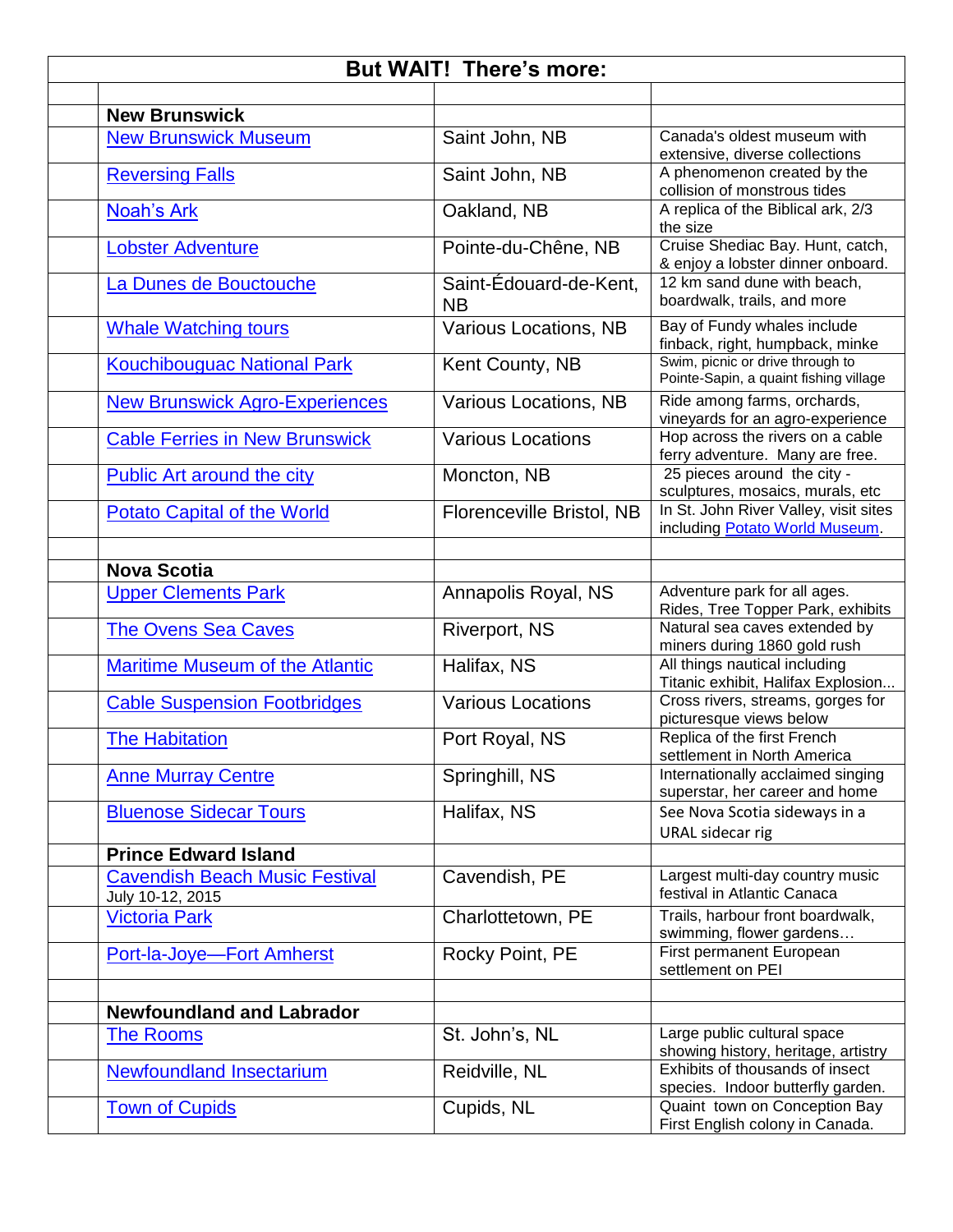## But WAIT! There's more:

| | | | |
|---|---|---|---|
| | | | |
| | **New Brunswick** | | |
| | New Brunswick Museum | Saint John, NB | Canada's oldest museum with extensive, diverse collections |
| | Reversing Falls | Saint John, NB | A phenomenon created by the collision of monstrous tides |
| | Noah's Ark | Oakland, NB | A replica of the Biblical ark, 2/3 the size |
| | Lobster Adventure | Pointe-du-Chêne, NB | Cruise Shediac Bay. Hunt, catch, & enjoy a lobster dinner onboard. |
| | La Dunes de Bouctouche | Saint-Édouard-de-Kent, NB | 12 km sand dune with beach, boardwalk, trails, and more |
| | Whale Watching tours | Various Locations, NB | Bay of Fundy whales include finback, right, humpback, minke |
| | Kouchibouguac National Park | Kent County, NB | Swim, picnic or drive through to Pointe-Sapin, a quaint fishing village |
| | New Brunswick Agro-Experiences | Various Locations, NB | Ride among farms, orchards, vineyards for an agro-experience |
| | Cable Ferries in New Brunswick | Various Locations | Hop across the rivers on a cable ferry adventure. Many are free. |
| | Public Art around the city | Moncton, NB | 25 pieces around the city - sculptures, mosaics, murals, etc |
| | Potato Capital of the World | Florenceville Bristol, NB | In St. John River Valley, visit sites including Potato World Museum. |
| | | | |
| | **Nova Scotia** | | |
| | Upper Clements Park | Annapolis Royal, NS | Adventure park for all ages. Rides, Tree Topper Park, exhibits |
| | The Ovens Sea Caves | Riverport, NS | Natural sea caves extended by miners during 1860 gold rush |
| | Maritime Museum of the Atlantic | Halifax, NS | All things nautical including Titanic exhibit, Halifax Explosion... |
| | Cable Suspension Footbridges | Various Locations | Cross rivers, streams, gorges for picturesque views below |
| | The Habitation | Port Royal, NS | Replica of the first French settlement in North America |
| | Anne Murray Centre | Springhill, NS | Internationally acclaimed singing superstar, her career and home |
| | Bluenose Sidecar Tours | Halifax, NS | See Nova Scotia sideways in a URAL sidecar rig |
| | **Prince Edward Island** | | |
| | Cavendish Beach Music Festival July 10-12, 2015 | Cavendish, PE | Largest multi-day country music festival in Atlantic Canaca |
| | Victoria Park | Charlottetown, PE | Trails, harbour front boardwalk, swimming, flower gardens… |
| | Port-la-Joye—Fort Amherst | Rocky Point, PE | First permanent European settlement on PEI |
| | | | |
| | **Newfoundland and Labrador** | | |
| | The Rooms | St. John's, NL | Large public cultural space showing history, heritage, artistry |
| | Newfoundland Insectarium | Reidville, NL | Exhibits of thousands of insect species. Indoor butterfly garden. |
| | Town of Cupids | Cupids, NL | Quaint town on Conception Bay First English colony in Canada. |